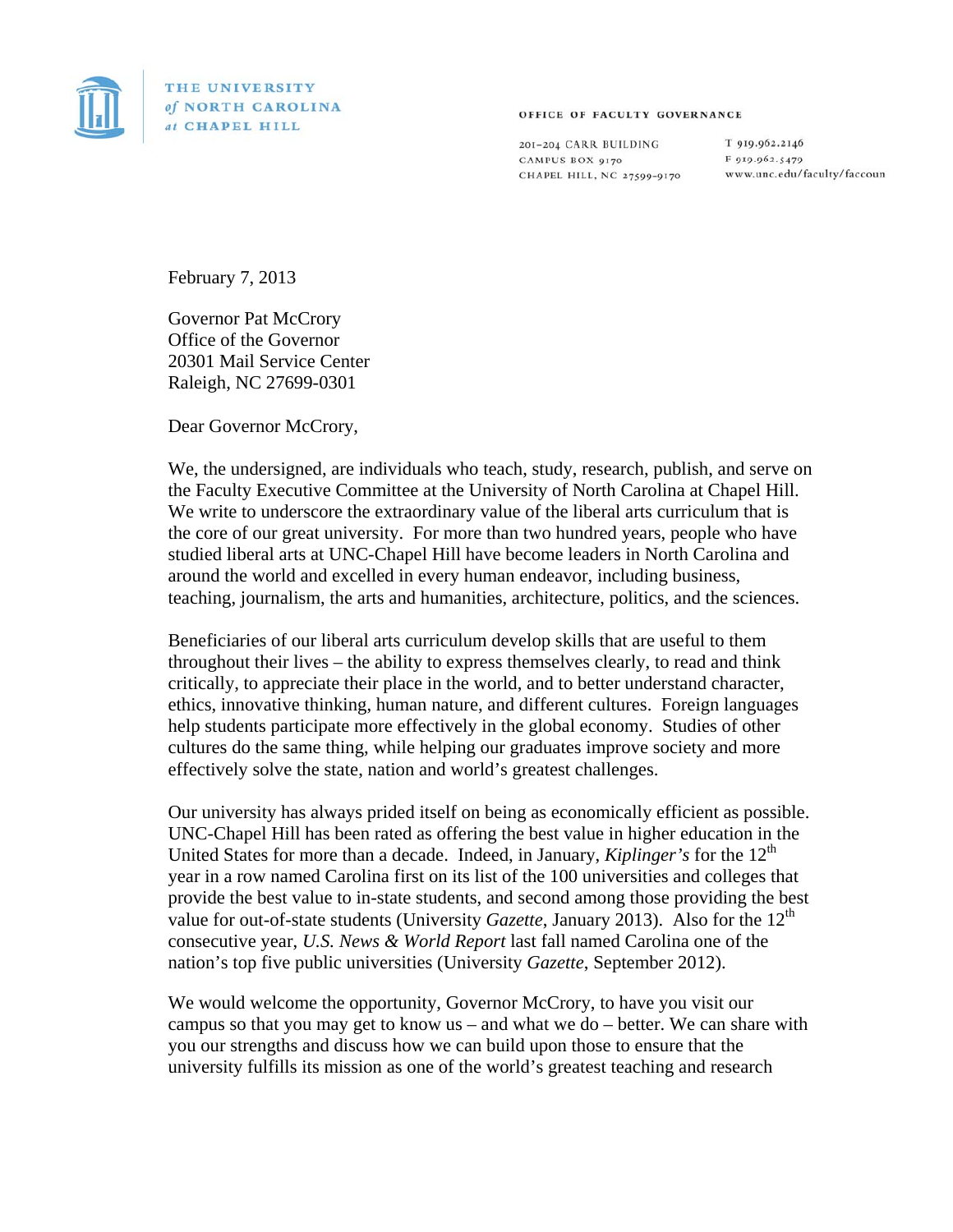THE UNIVERSITY *of* NORTH CAROLINA *at* CHAPEL HILL

OFFICE OF FACULTY GOVERNANCE

201–204 CARR BUILDING
CAMPUS BOX 9170
CHAPEL HILL, NC 27599-9170

T 919.962.2146
F 919.962.5479
www.unc.edu/faculty/faccoun

February 7, 2013

Governor Pat McCrory
Office of the Governor
20301 Mail Service Center
Raleigh, NC 27699-0301

Dear Governor McCrory,

We, the undersigned, are individuals who teach, study, research, publish, and serve on the Faculty Executive Committee at the University of North Carolina at Chapel Hill. We write to underscore the extraordinary value of the liberal arts curriculum that is the core of our great university. For more than two hundred years, people who have studied liberal arts at UNC-Chapel Hill have become leaders in North Carolina and around the world and excelled in every human endeavor, including business, teaching, journalism, the arts and humanities, architecture, politics, and the sciences.

Beneficiaries of our liberal arts curriculum develop skills that are useful to them throughout their lives – the ability to express themselves clearly, to read and think critically, to appreciate their place in the world, and to better understand character, ethics, innovative thinking, human nature, and different cultures. Foreign languages help students participate more effectively in the global economy. Studies of other cultures do the same thing, while helping our graduates improve society and more effectively solve the state, nation and world's greatest challenges.

Our university has always prided itself on being as economically efficient as possible. UNC-Chapel Hill has been rated as offering the best value in higher education in the United States for more than a decade. Indeed, in January, *Kiplinger's* for the 12th year in a row named Carolina first on its list of the 100 universities and colleges that provide the best value to in-state students, and second among those providing the best value for out-of-state students (University *Gazette*, January 2013). Also for the 12th consecutive year, *U.S. News & World Report* last fall named Carolina one of the nation's top five public universities (University *Gazette*, September 2012).

We would welcome the opportunity, Governor McCrory, to have you visit our campus so that you may get to know us – and what we do – better. We can share with you our strengths and discuss how we can build upon those to ensure that the university fulfills its mission as one of the world's greatest teaching and research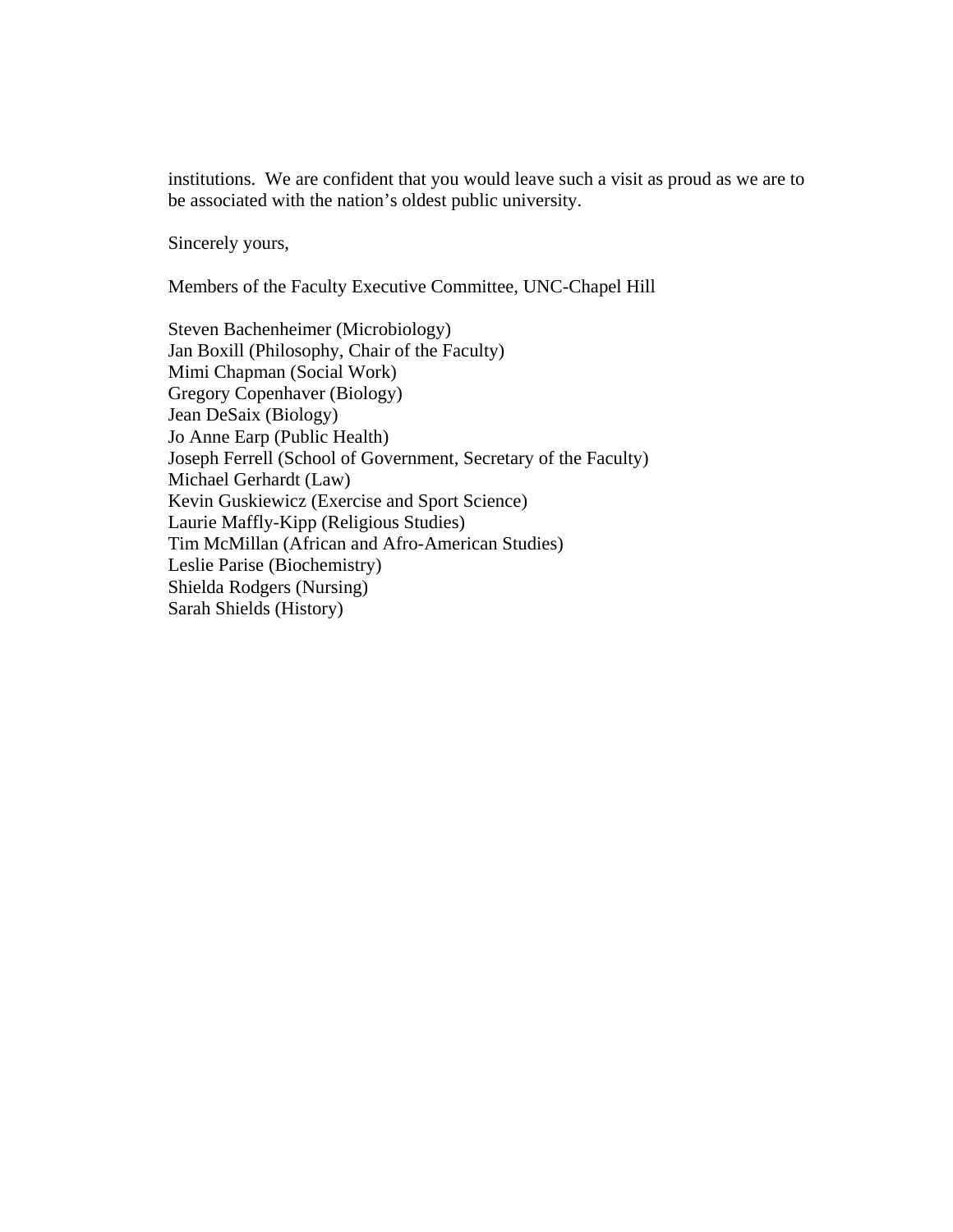institutions. We are confident that you would leave such a visit as proud as we are to be associated with the nation's oldest public university.

Sincerely yours,

Members of the Faculty Executive Committee, UNC-Chapel Hill

Steven Bachenheimer (Microbiology)
Jan Boxill (Philosophy, Chair of the Faculty)
Mimi Chapman (Social Work)
Gregory Copenhaver (Biology)
Jean DeSaix (Biology)
Jo Anne Earp (Public Health)
Joseph Ferrell (School of Government, Secretary of the Faculty)
Michael Gerhardt (Law)
Kevin Guskiewicz (Exercise and Sport Science)
Laurie Maffly-Kipp (Religious Studies)
Tim McMillan (African and Afro-American Studies)
Leslie Parise (Biochemistry)
Shielda Rodgers (Nursing)
Sarah Shields (History)